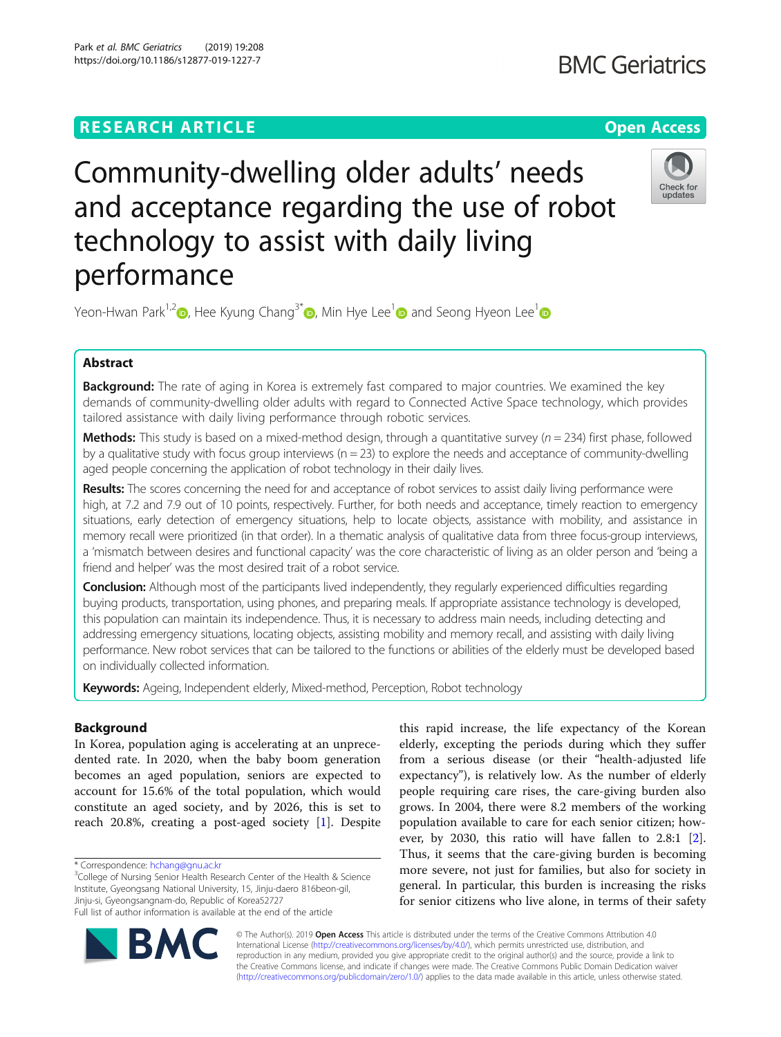RESEARCH ARTICLE

Open Access

# Community-dwelling older adults' needs and acceptance regarding the use of robot technology to assist with daily living performance

Yeon-Hwan Park[1,2], Hee Kyung Chang[3*], Min Hye Lee[1] and Seong Hyeon Lee[1]

## Abstract

**Background:** The rate of aging in Korea is extremely fast compared to major countries. We examined the key demands of community-dwelling older adults with regard to Connected Active Space technology, which provides tailored assistance with daily living performance through robotic services.

**Methods:** This study is based on a mixed-method design, through a quantitative survey ($n = 234$) first phase, followed by a qualitative study with focus group interviews ($n = 23$) to explore the needs and acceptance of community-dwelling aged people concerning the application of robot technology in their daily lives.

**Results:** The scores concerning the need for and acceptance of robot services to assist daily living performance were high, at 7.2 and 7.9 out of 10 points, respectively. Further, for both needs and acceptance, timely reaction to emergency situations, early detection of emergency situations, help to locate objects, assistance with mobility, and assistance in memory recall were prioritized (in that order). In a thematic analysis of qualitative data from three focus-group interviews, a 'mismatch between desires and functional capacity' was the core characteristic of living as an older person and 'being a friend and helper' was the most desired trait of a robot service.

**Conclusion:** Although most of the participants lived independently, they regularly experienced difficulties regarding buying products, transportation, using phones, and preparing meals. If appropriate assistance technology is developed, this population can maintain its independence. Thus, it is necessary to address main needs, including detecting and addressing emergency situations, locating objects, assisting mobility and memory recall, and assisting with daily living performance. New robot services that can be tailored to the functions or abilities of the elderly must be developed based on individually collected information.

**Keywords:** Ageing, Independent elderly, Mixed-method, Perception, Robot technology

## Background

In Korea, population aging is accelerating at an unprecedented rate. In 2020, when the baby boom generation becomes an aged population, seniors are expected to account for 15.6% of the total population, which would constitute an aged society, and by 2026, this is set to reach 20.8%, creating a post-aged society [1]. Despite this rapid increase, the life expectancy of the Korean elderly, excepting the periods during which they suffer from a serious disease (or their "health-adjusted life expectancy"), is relatively low. As the number of elderly people requiring care rises, the care-giving burden also grows. In 2004, there were 8.2 members of the working population available to care for each senior citizen; however, by 2030, this ratio will have fallen to 2.8:1 [2]. Thus, it seems that the care-giving burden is becoming more severe, not just for families, but also for society in general. In particular, this burden is increasing the risks for senior citizens who live alone, in terms of their safety

\* Correspondence: hchang@gnu.ac.kr
[3]College of Nursing Senior Health Research Center of the Health & Science Institute, Gyeongsang National University, 15, Jinju-daero 816beon-gil, Jinju-si, Gyeongsangnam-do, Republic of Korea52727
Full list of author information is available at the end of the article

© The Author(s). 2019 **Open Access** This article is distributed under the terms of the Creative Commons Attribution 4.0 International License (http://creativecommons.org/licenses/by/4.0/), which permits unrestricted use, distribution, and reproduction in any medium, provided you give appropriate credit to the original author(s) and the source, provide a link to the Creative Commons license, and indicate if changes were made. The Creative Commons Public Domain Dedication waiver (http://creativecommons.org/publicdomain/zero/1.0/) applies to the data made available in this article, unless otherwise stated.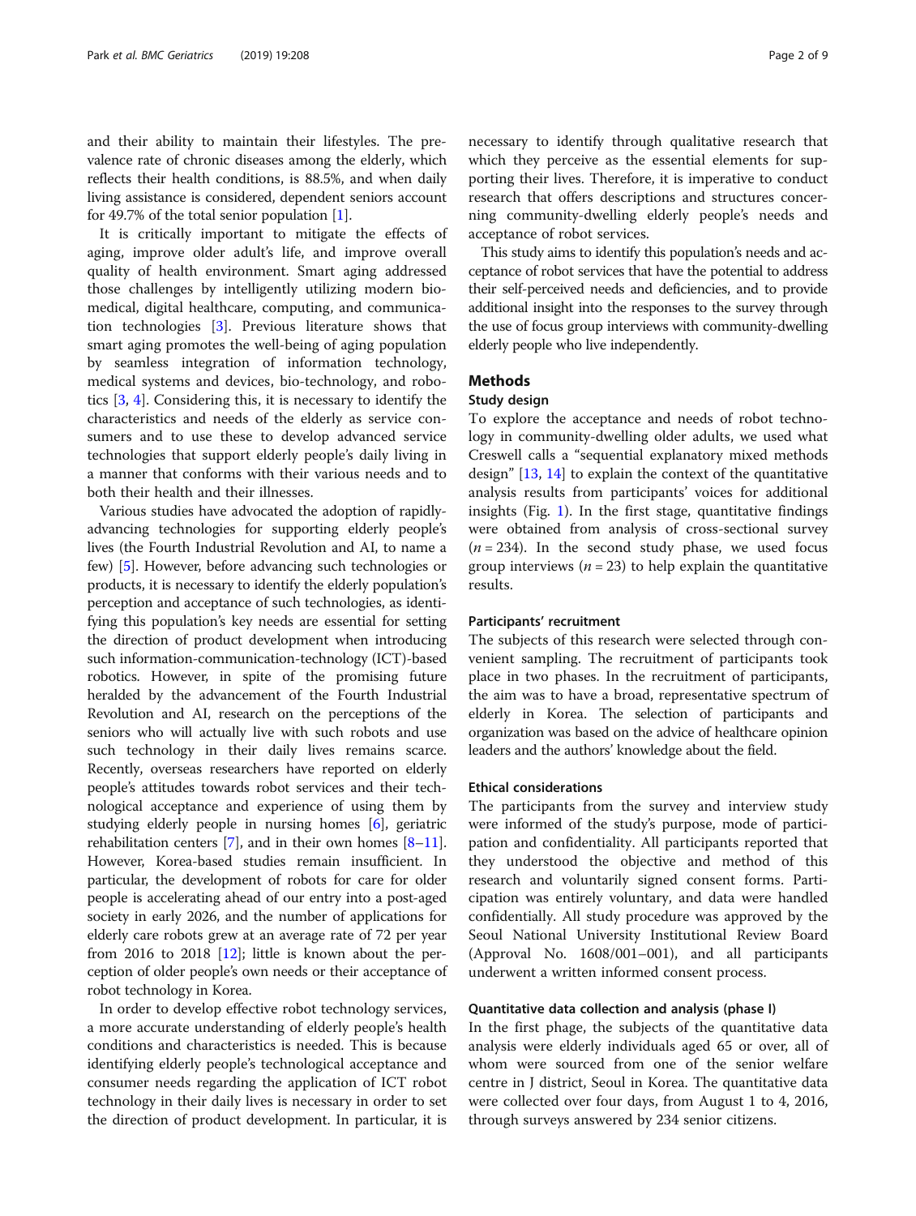and their ability to maintain their lifestyles. The prevalence rate of chronic diseases among the elderly, which reflects their health conditions, is 88.5%, and when daily living assistance is considered, dependent seniors account for 49.7% of the total senior population [1].

It is critically important to mitigate the effects of aging, improve older adult's life, and improve overall quality of health environment. Smart aging addressed those challenges by intelligently utilizing modern biomedical, digital healthcare, computing, and communication technologies [3]. Previous literature shows that smart aging promotes the well-being of aging population by seamless integration of information technology, medical systems and devices, bio-technology, and robotics [3, 4]. Considering this, it is necessary to identify the characteristics and needs of the elderly as service consumers and to use these to develop advanced service technologies that support elderly people's daily living in a manner that conforms with their various needs and to both their health and their illnesses.

Various studies have advocated the adoption of rapidly-advancing technologies for supporting elderly people's lives (the Fourth Industrial Revolution and AI, to name a few) [5]. However, before advancing such technologies or products, it is necessary to identify the elderly population's perception and acceptance of such technologies, as identifying this population's key needs are essential for setting the direction of product development when introducing such information-communication-technology (ICT)-based robotics. However, in spite of the promising future heralded by the advancement of the Fourth Industrial Revolution and AI, research on the perceptions of the seniors who will actually live with such robots and use such technology in their daily lives remains scarce. Recently, overseas researchers have reported on elderly people's attitudes towards robot services and their technological acceptance and experience of using them by studying elderly people in nursing homes [6], geriatric rehabilitation centers [7], and in their own homes [8–11]. However, Korea-based studies remain insufficient. In particular, the development of robots for care for older people is accelerating ahead of our entry into a post-aged society in early 2026, and the number of applications for elderly care robots grew at an average rate of 72 per year from 2016 to 2018 [12]; little is known about the perception of older people's own needs or their acceptance of robot technology in Korea.

In order to develop effective robot technology services, a more accurate understanding of elderly people's health conditions and characteristics is needed. This is because identifying elderly people's technological acceptance and consumer needs regarding the application of ICT robot technology in their daily lives is necessary in order to set the direction of product development. In particular, it is necessary to identify through qualitative research that which they perceive as the essential elements for supporting their lives. Therefore, it is imperative to conduct research that offers descriptions and structures concerning community-dwelling elderly people's needs and acceptance of robot services.

This study aims to identify this population's needs and acceptance of robot services that have the potential to address their self-perceived needs and deficiencies, and to provide additional insight into the responses to the survey through the use of focus group interviews with community-dwelling elderly people who live independently.

## Methods

### Study design

To explore the acceptance and needs of robot technology in community-dwelling older adults, we used what Creswell calls a "sequential explanatory mixed methods design" [13, 14] to explain the context of the quantitative analysis results from participants' voices for additional insights (Fig. 1). In the first stage, quantitative findings were obtained from analysis of cross-sectional survey ($n = 234$). In the second study phase, we used focus group interviews ($n = 23$) to help explain the quantitative results.

### Participants' recruitment

The subjects of this research were selected through convenient sampling. The recruitment of participants took place in two phases. In the recruitment of participants, the aim was to have a broad, representative spectrum of elderly in Korea. The selection of participants and organization was based on the advice of healthcare opinion leaders and the authors' knowledge about the field.

### Ethical considerations

The participants from the survey and interview study were informed of the study's purpose, mode of participation and confidentiality. All participants reported that they understood the objective and method of this research and voluntarily signed consent forms. Participation was entirely voluntary, and data were handled confidentially. All study procedure was approved by the Seoul National University Institutional Review Board (Approval No. 1608/001–001), and all participants underwent a written informed consent process.

### Quantitative data collection and analysis (phase I)

In the first phase, the subjects of the quantitative data analysis were elderly individuals aged 65 or over, all of whom were sourced from one of the senior welfare centre in J district, Seoul in Korea. The quantitative data were collected over four days, from August 1 to 4, 2016, through surveys answered by 234 senior citizens.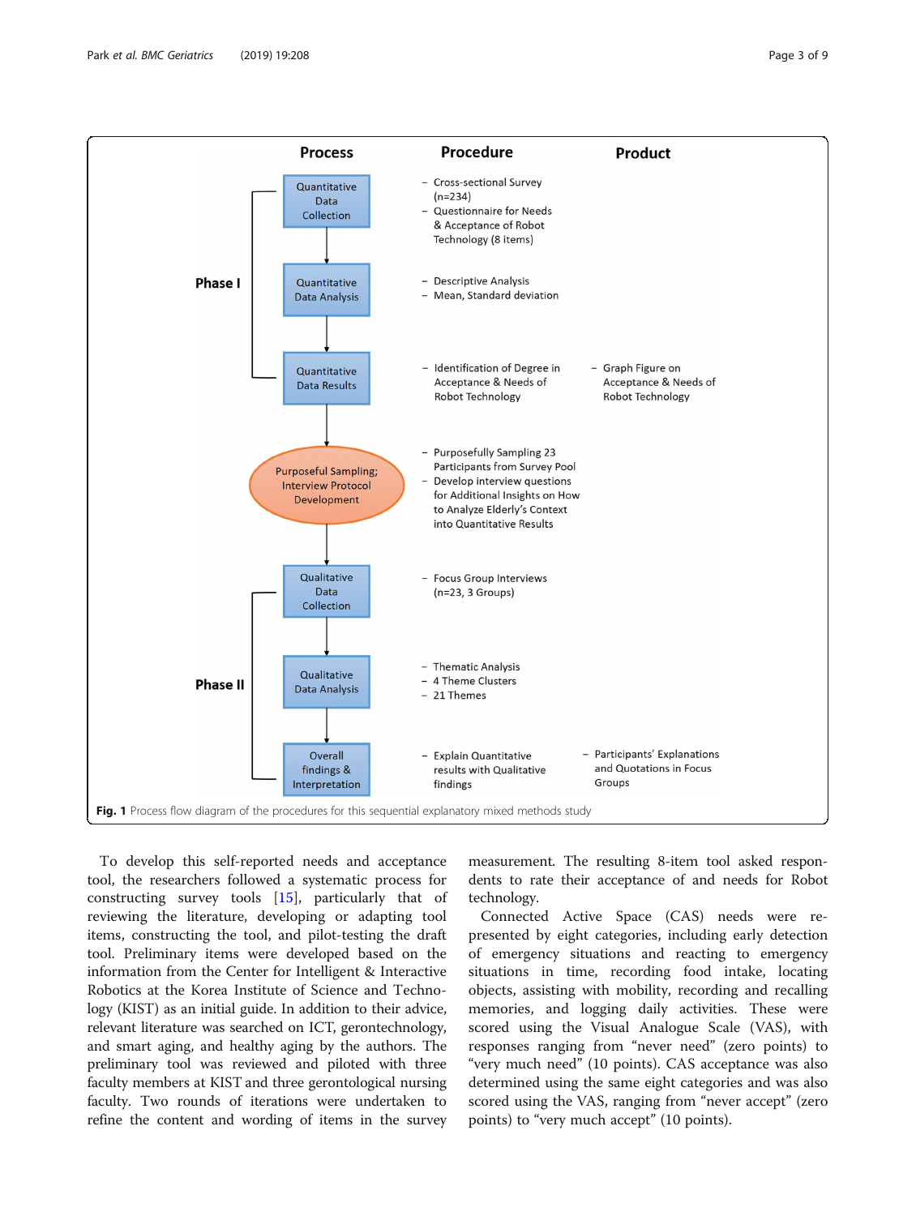| Process | | Procedure | Product |
|---|---|---|---|
| Phase I | Quantitative Data Collection | – Cross-sectional Survey (n=234)<br>– Questionnaire for Needs & Acceptance of Robot Technology (8 items) | |
| | Quantitative Data Analysis | – Descriptive Analysis<br>– Mean, Standard deviation | |
| | Quantitative Data Results | – Identification of Degree in Acceptance & Needs of Robot Technology | – Graph Figure on Acceptance & Needs of Robot Technology |
| | Purposeful Sampling; Interview Protocol Development | – Purposefully Sampling 23 Participants from Survey Pool<br>– Develop interview questions for Additional Insights on How to Analyze Elderly's Context into Quantitative Results | |
| Phase II | Qualitative Data Collection | – Focus Group Interviews (n=23, 3 Groups) | |
| | Qualitative Data Analysis | – Thematic Analysis<br>– 4 Theme Clusters<br>– 21 Themes | |
| | Overall findings & Interpretation | – Explain Quantitative results with Qualitative findings | – Participants' Explanations and Quotations in Focus Groups |

**Fig. 1** Process flow diagram of the procedures for this sequential explanatory mixed methods study

To develop this self-reported needs and acceptance tool, the researchers followed a systematic process for constructing survey tools [15], particularly that of reviewing the literature, developing or adapting tool items, constructing the tool, and pilot-testing the draft tool. Preliminary items were developed based on the information from the Center for Intelligent & Interactive Robotics at the Korea Institute of Science and Technology (KIST) as an initial guide. In addition to their advice, relevant literature was searched on ICT, gerontechnology, and smart aging, and healthy aging by the authors. The preliminary tool was reviewed and piloted with three faculty members at KIST and three gerontological nursing faculty. Two rounds of iterations were undertaken to refine the content and wording of items in the survey measurement. The resulting 8-item tool asked respondents to rate their acceptance of and needs for Robot technology.

Connected Active Space (CAS) needs were represented by eight categories, including early detection of emergency situations and reacting to emergency situations in time, recording food intake, locating objects, assisting with mobility, recording and recalling memories, and logging daily activities. These were scored using the Visual Analogue Scale (VAS), with responses ranging from "never need" (zero points) to "very much need" (10 points). CAS acceptance was also determined using the same eight categories and was also scored using the VAS, ranging from "never accept" (zero points) to "very much accept" (10 points).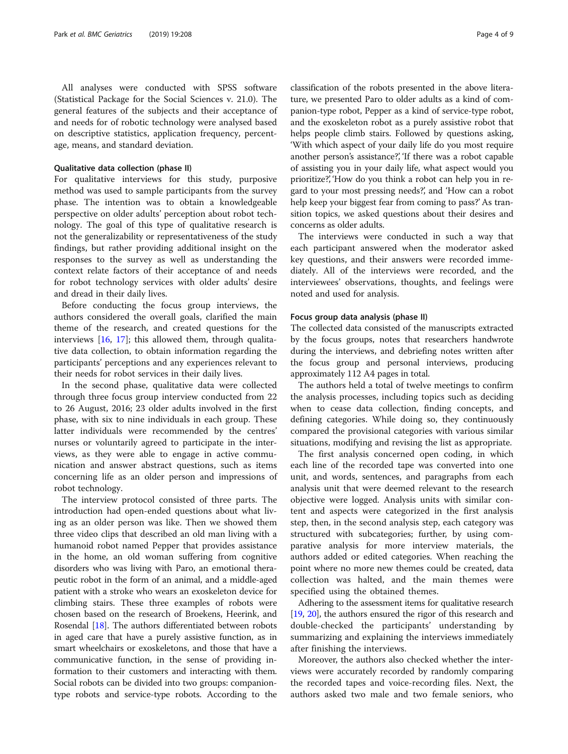All analyses were conducted with SPSS software (Statistical Package for the Social Sciences v. 21.0). The general features of the subjects and their acceptance of and needs for of robotic technology were analysed based on descriptive statistics, application frequency, percentage, means, and standard deviation.

### Qualitative data collection (phase II)

For qualitative interviews for this study, purposive method was used to sample participants from the survey phase. The intention was to obtain a knowledgeable perspective on older adults' perception about robot technology. The goal of this type of qualitative research is not the generalizability or representativeness of the study findings, but rather providing additional insight on the responses to the survey as well as understanding the context relate factors of their acceptance of and needs for robot technology services with older adults' desire and dread in their daily lives.

Before conducting the focus group interviews, the authors considered the overall goals, clarified the main theme of the research, and created questions for the interviews [16, 17]; this allowed them, through qualitative data collection, to obtain information regarding the participants' perceptions and any experiences relevant to their needs for robot services in their daily lives.

In the second phase, qualitative data were collected through three focus group interview conducted from 22 to 26 August, 2016; 23 older adults involved in the first phase, with six to nine individuals in each group. These latter individuals were recommended by the centres' nurses or voluntarily agreed to participate in the interviews, as they were able to engage in active communication and answer abstract questions, such as items concerning life as an older person and impressions of robot technology.

The interview protocol consisted of three parts. The introduction had open-ended questions about what living as an older person was like. Then we showed them three video clips that described an old man living with a humanoid robot named Pepper that provides assistance in the home, an old woman suffering from cognitive disorders who was living with Paro, an emotional therapeutic robot in the form of an animal, and a middle-aged patient with a stroke who wears an exoskeleton device for climbing stairs. These three examples of robots were chosen based on the research of Broekens, Heerink, and Rosendal [18]. The authors differentiated between robots in aged care that have a purely assistive function, as in smart wheelchairs or exoskeletons, and those that have a communicative function, in the sense of providing information to their customers and interacting with them. Social robots can be divided into two groups: companion-type robots and service-type robots. According to the classification of the robots presented in the above literature, we presented Paro to older adults as a kind of companion-type robot, Pepper as a kind of service-type robot, and the exoskeleton robot as a purely assistive robot that helps people climb stairs. Followed by questions asking, 'With which aspect of your daily life do you most require another person's assistance?', 'If there was a robot capable of assisting you in your daily life, what aspect would you prioritize?', 'How do you think a robot can help you in regard to your most pressing needs?', and 'How can a robot help keep your biggest fear from coming to pass?' As transition topics, we asked questions about their desires and concerns as older adults.

The interviews were conducted in such a way that each participant answered when the moderator asked key questions, and their answers were recorded immediately. All of the interviews were recorded, and the interviewees' observations, thoughts, and feelings were noted and used for analysis.

### Focus group data analysis (phase II)

The collected data consisted of the manuscripts extracted by the focus groups, notes that researchers handwrote during the interviews, and debriefing notes written after the focus group and personal interviews, producing approximately 112 A4 pages in total.

The authors held a total of twelve meetings to confirm the analysis processes, including topics such as deciding when to cease data collection, finding concepts, and defining categories. While doing so, they continuously compared the provisional categories with various similar situations, modifying and revising the list as appropriate.

The first analysis concerned open coding, in which each line of the recorded tape was converted into one unit, and words, sentences, and paragraphs from each analysis unit that were deemed relevant to the research objective were logged. Analysis units with similar content and aspects were categorized in the first analysis step, then, in the second analysis step, each category was structured with subcategories; further, by using comparative analysis for more interview materials, the authors added or edited categories. When reaching the point where no more new themes could be created, data collection was halted, and the main themes were specified using the obtained themes.

Adhering to the assessment items for qualitative research [19, 20], the authors ensured the rigor of this research and double-checked the participants' understanding by summarizing and explaining the interviews immediately after finishing the interviews.

Moreover, the authors also checked whether the interviews were accurately recorded by randomly comparing the recorded tapes and voice-recording files. Next, the authors asked two male and two female seniors, who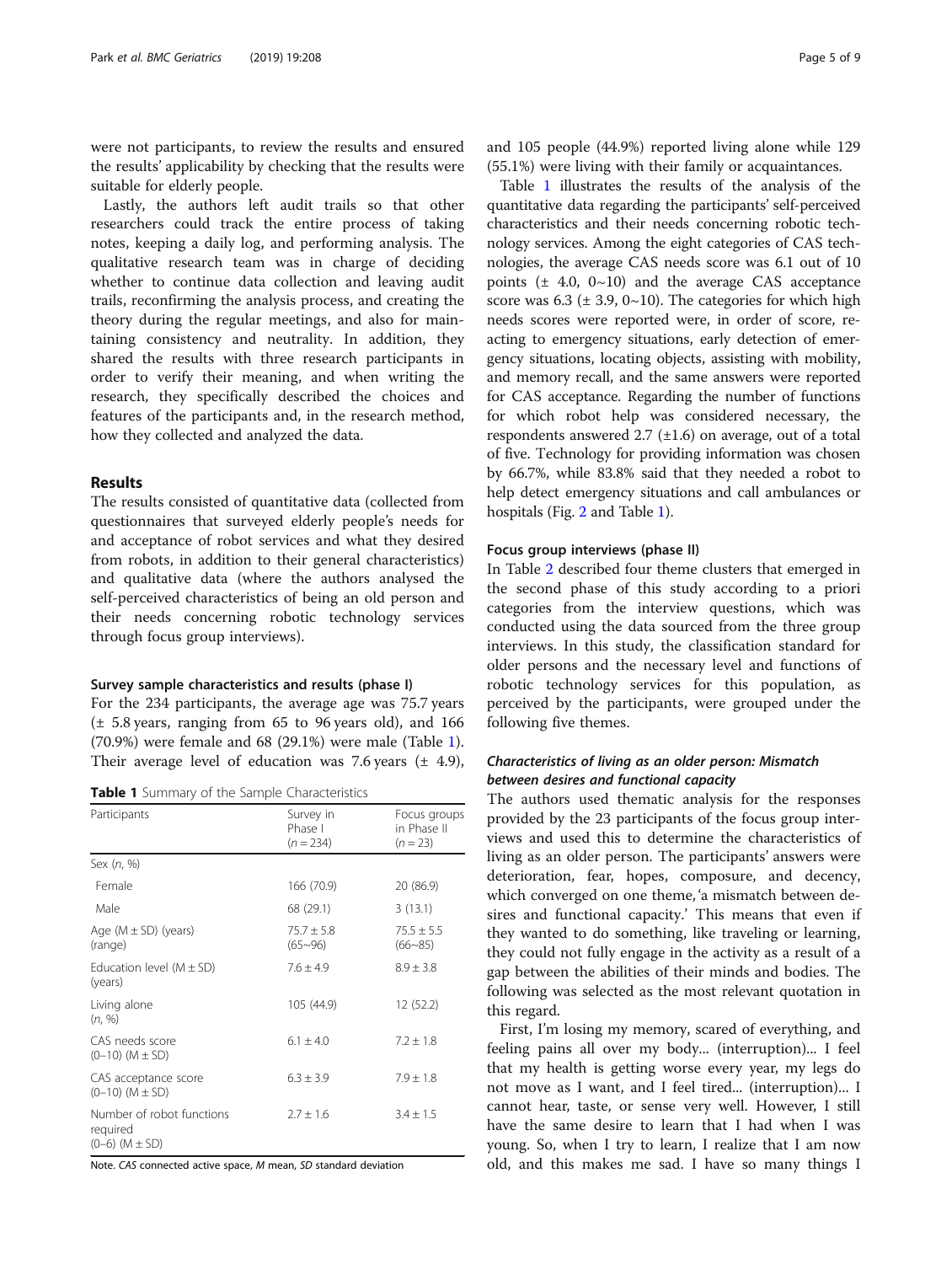were not participants, to review the results and ensured the results' applicability by checking that the results were suitable for elderly people.

Lastly, the authors left audit trails so that other researchers could track the entire process of taking notes, keeping a daily log, and performing analysis. The qualitative research team was in charge of deciding whether to continue data collection and leaving audit trails, reconfirming the analysis process, and creating the theory during the regular meetings, and also for maintaining consistency and neutrality. In addition, they shared the results with three research participants in order to verify their meaning, and when writing the research, they specifically described the choices and features of the participants and, in the research method, how they collected and analyzed the data.

## Results

The results consisted of quantitative data (collected from questionnaires that surveyed elderly people's needs for and acceptance of robot services and what they desired from robots, in addition to their general characteristics) and qualitative data (where the authors analysed the self-perceived characteristics of being an old person and their needs concerning robotic technology services through focus group interviews).

### Survey sample characteristics and results (phase I)

For the 234 participants, the average age was 75.7 years (± 5.8 years, ranging from 65 to 96 years old), and 166 (70.9%) were female and 68 (29.1%) were male (Table 1). Their average level of education was 7.6 years (± 4.9), and 105 people (44.9%) reported living alone while 129 (55.1%) were living with their family or acquaintances.

**Table 1** Summary of the Sample Characteristics

| Participants | Survey in Phase I ($n = 234$) | Focus groups in Phase II ($n = 23$) |
|---|---|---|
| Sex (*n*, %) | | |
| Female | 166 (70.9) | 20 (86.9) |
| Male | 68 (29.1) | 3 (13.1) |
| Age (M ± SD) (years) (range) | 75.7 ± 5.8 (65~96) | 75.5 ± 5.5 (66~85) |
| Education level (M ± SD) (years) | 7.6 ± 4.9 | 8.9 ± 3.8 |
| Living alone (*n*, %) | 105 (44.9) | 12 (52.2) |
| CAS needs score (0–10) (M ± SD) | 6.1 ± 4.0 | 7.2 ± 1.8 |
| CAS acceptance score (0–10) (M ± SD) | 6.3 ± 3.9 | 7.9 ± 1.8 |
| Number of robot functions required (0–6) (M ± SD) | 2.7 ± 1.6 | 3.4 ± 1.5 |

Note. *CAS* connected active space, *M* mean, *SD* standard deviation

Table 1 illustrates the results of the analysis of the quantitative data regarding the participants' self-perceived characteristics and their needs concerning robotic technology services. Among the eight categories of CAS technologies, the average CAS needs score was 6.1 out of 10 points (± 4.0, 0~10) and the average CAS acceptance score was 6.3 (± 3.9, 0~10). The categories for which high needs scores were reported were, in order of score, reacting to emergency situations, early detection of emergency situations, locating objects, assisting with mobility, and memory recall, and the same answers were reported for CAS acceptance. Regarding the number of functions for which robot help was considered necessary, the respondents answered 2.7 (±1.6) on average, out of a total of five. Technology for providing information was chosen by 66.7%, while 83.8% said that they needed a robot to help detect emergency situations and call ambulances or hospitals (Fig. 2 and Table 1).

### Focus group interviews (phase II)

In Table 2 described four theme clusters that emerged in the second phase of this study according to a priori categories from the interview questions, which was conducted using the data sourced from the three group interviews. In this study, the classification standard for older persons and the necessary level and functions of robotic technology services for this population, as perceived by the participants, were grouped under the following five themes.

#### *Characteristics of living as an older person: Mismatch between desires and functional capacity*

The authors used thematic analysis for the responses provided by the 23 participants of the focus group interviews and used this to determine the characteristics of living as an older person. The participants' answers were deterioration, fear, hopes, composure, and decency, which converged on one theme, 'a mismatch between desires and functional capacity.' This means that even if they wanted to do something, like traveling or learning, they could not fully engage in the activity as a result of a gap between the abilities of their minds and bodies. The following was selected as the most relevant quotation in this regard.

First, I'm losing my memory, scared of everything, and feeling pains all over my body... (interruption)... I feel that my health is getting worse every year, my legs do not move as I want, and I feel tired... (interruption)... I cannot hear, taste, or sense very well. However, I still have the same desire to learn that I had when I was young. So, when I try to learn, I realize that I am now old, and this makes me sad. I have so many things I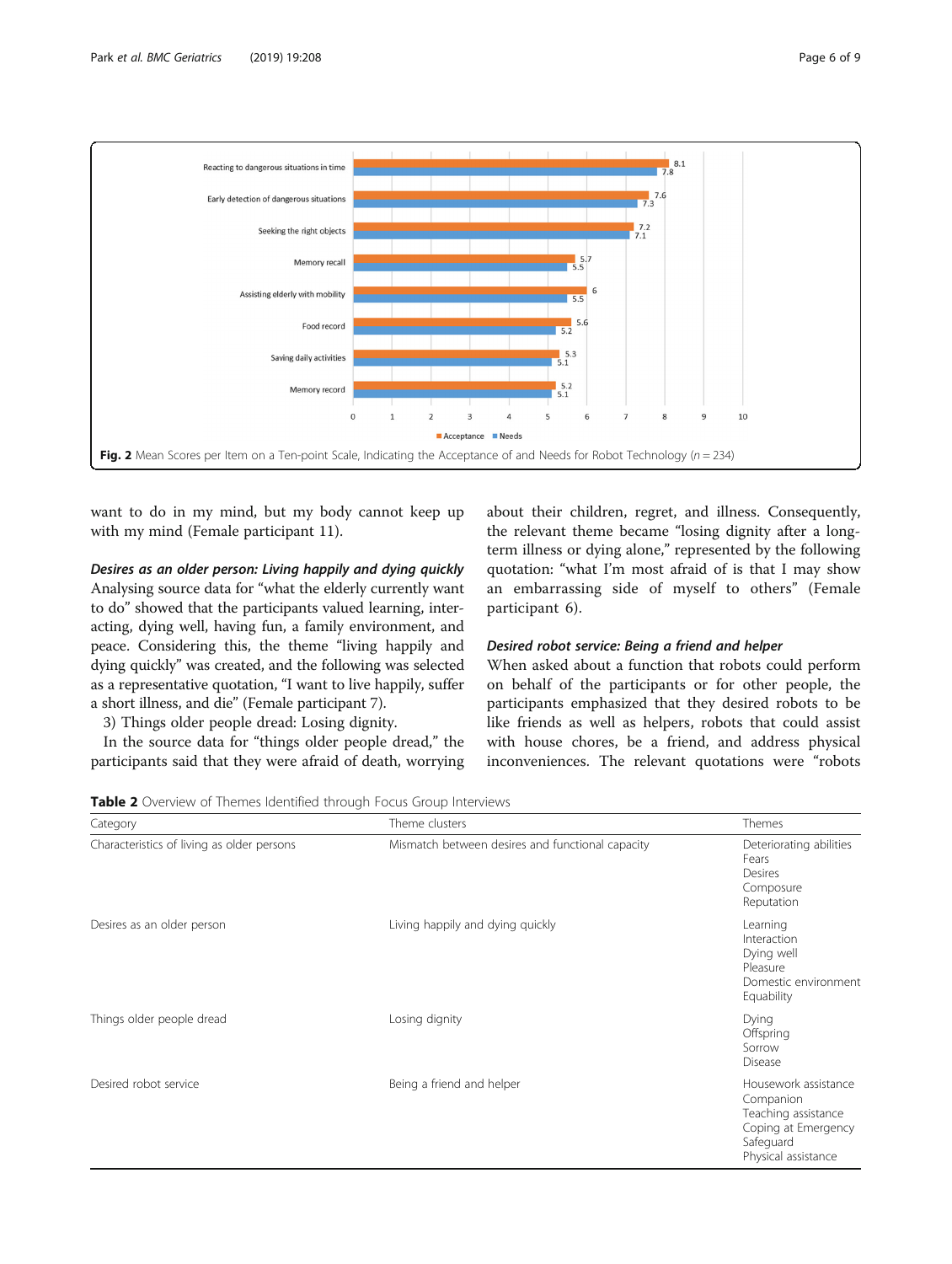Fig. 2 Mean Scores per Item on a Ten-point Scale, Indicating the Acceptance of and Needs for Robot Technology (*n* = 234)

want to do in my mind, but my body cannot keep up with my mind (Female participant 11).

***Desires as an older person: Living happily and dying quickly***

Analysing source data for "what the elderly currently want to do" showed that the participants valued learning, interacting, dying well, having fun, a family environment, and peace. Considering this, the theme "living happily and dying quickly" was created, and the following was selected as a representative quotation, "I want to live happily, suffer a short illness, and die" (Female participant 7).

3) Things older people dread: Losing dignity.

In the source data for "things older people dread," the participants said that they were afraid of death, worrying about their children, regret, and illness. Consequently, the relevant theme became "losing dignity after a long-term illness or dying alone," represented by the following quotation: "what I'm most afraid of is that I may show an embarrassing side of myself to others" (Female participant 6).

***Desired robot service: Being a friend and helper***

When asked about a function that robots could perform on behalf of the participants or for other people, the participants emphasized that they desired robots to be like friends as well as helpers, robots that could assist with house chores, be a friend, and address physical inconveniences. The relevant quotations were "robots

**Table 2** Overview of Themes Identified through Focus Group Interviews

| Category | Theme clusters | Themes |
| --- | --- | --- |
| Characteristics of living as older persons | Mismatch between desires and functional capacity | Deteriorating abilities<br>Fears<br>Desires<br>Composure<br>Reputation |
| Desires as an older person | Living happily and dying quickly | Learning<br>Interaction<br>Dying well<br>Pleasure<br>Domestic environment<br>Equability |
| Things older people dread | Losing dignity | Dying<br>Offspring<br>Sorrow<br>Disease |
| Desired robot service | Being a friend and helper | Housework assistance<br>Companion<br>Teaching assistance<br>Coping at Emergency<br>Safeguard<br>Physical assistance |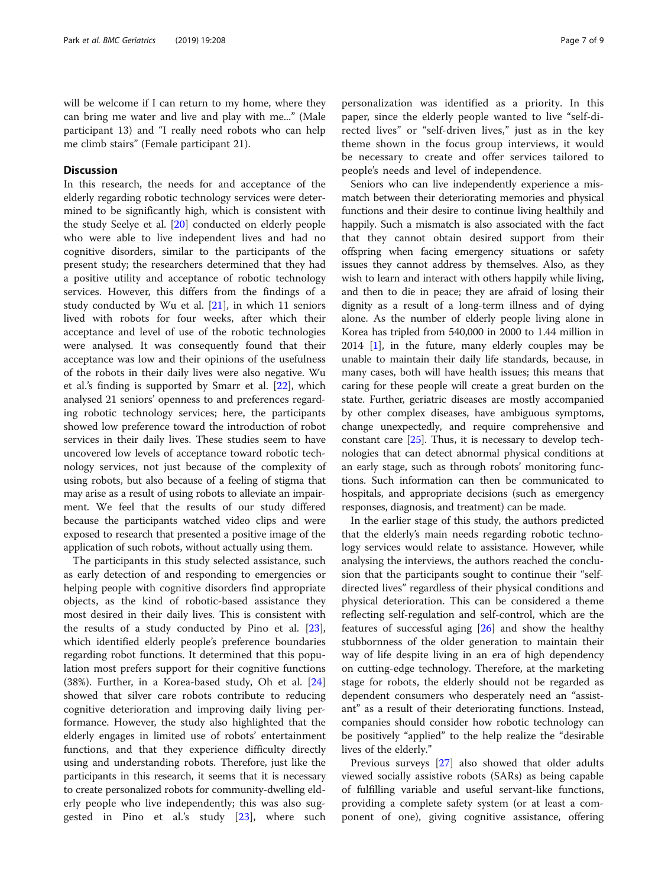will be welcome if I can return to my home, where they can bring me water and live and play with me..." (Male participant 13) and "I really need robots who can help me climb stairs" (Female participant 21).

## Discussion

In this research, the needs for and acceptance of the elderly regarding robotic technology services were determined to be significantly high, which is consistent with the study Seelye et al. [20] conducted on elderly people who were able to live independent lives and had no cognitive disorders, similar to the participants of the present study; the researchers determined that they had a positive utility and acceptance of robotic technology services. However, this differs from the findings of a study conducted by Wu et al. [21], in which 11 seniors lived with robots for four weeks, after which their acceptance and level of use of the robotic technologies were analysed. It was consequently found that their acceptance was low and their opinions of the usefulness of the robots in their daily lives were also negative. Wu et al.'s finding is supported by Smarr et al. [22], which analysed 21 seniors' openness to and preferences regarding robotic technology services; here, the participants showed low preference toward the introduction of robot services in their daily lives. These studies seem to have uncovered low levels of acceptance toward robotic technology services, not just because of the complexity of using robots, but also because of a feeling of stigma that may arise as a result of using robots to alleviate an impairment. We feel that the results of our study differed because the participants watched video clips and were exposed to research that presented a positive image of the application of such robots, without actually using them.

The participants in this study selected assistance, such as early detection of and responding to emergencies or helping people with cognitive disorders find appropriate objects, as the kind of robotic-based assistance they most desired in their daily lives. This is consistent with the results of a study conducted by Pino et al. [23], which identified elderly people's preference boundaries regarding robot functions. It determined that this population most prefers support for their cognitive functions (38%). Further, in a Korea-based study, Oh et al. [24] showed that silver care robots contribute to reducing cognitive deterioration and improving daily living performance. However, the study also highlighted that the elderly engages in limited use of robots' entertainment functions, and that they experience difficulty directly using and understanding robots. Therefore, just like the participants in this research, it seems that it is necessary to create personalized robots for community-dwelling elderly people who live independently; this was also suggested in Pino et al.'s study [23], where such personalization was identified as a priority. In this paper, since the elderly people wanted to live "self-directed lives" or "self-driven lives," just as in the key theme shown in the focus group interviews, it would be necessary to create and offer services tailored to people's needs and level of independence.

Seniors who can live independently experience a mismatch between their deteriorating memories and physical functions and their desire to continue living healthily and happily. Such a mismatch is also associated with the fact that they cannot obtain desired support from their offspring when facing emergency situations or safety issues they cannot address by themselves. Also, as they wish to learn and interact with others happily while living, and then to die in peace; they are afraid of losing their dignity as a result of a long-term illness and of dying alone. As the number of elderly people living alone in Korea has tripled from 540,000 in 2000 to 1.44 million in 2014 [1], in the future, many elderly couples may be unable to maintain their daily life standards, because, in many cases, both will have health issues; this means that caring for these people will create a great burden on the state. Further, geriatric diseases are mostly accompanied by other complex diseases, have ambiguous symptoms, change unexpectedly, and require comprehensive and constant care [25]. Thus, it is necessary to develop technologies that can detect abnormal physical conditions at an early stage, such as through robots' monitoring functions. Such information can then be communicated to hospitals, and appropriate decisions (such as emergency responses, diagnosis, and treatment) can be made.

In the earlier stage of this study, the authors predicted that the elderly's main needs regarding robotic technology services would relate to assistance. However, while analysing the interviews, the authors reached the conclusion that the participants sought to continue their "self-directed lives" regardless of their physical conditions and physical deterioration. This can be considered a theme reflecting self-regulation and self-control, which are the features of successful aging [26] and show the healthy stubbornness of the older generation to maintain their way of life despite living in an era of high dependency on cutting-edge technology. Therefore, at the marketing stage for robots, the elderly should not be regarded as dependent consumers who desperately need an "assistant" as a result of their deteriorating functions. Instead, companies should consider how robotic technology can be positively "applied" to the help realize the "desirable lives of the elderly."

Previous surveys [27] also showed that older adults viewed socially assistive robots (SARs) as being capable of fulfilling variable and useful servant-like functions, providing a complete safety system (or at least a component of one), giving cognitive assistance, offering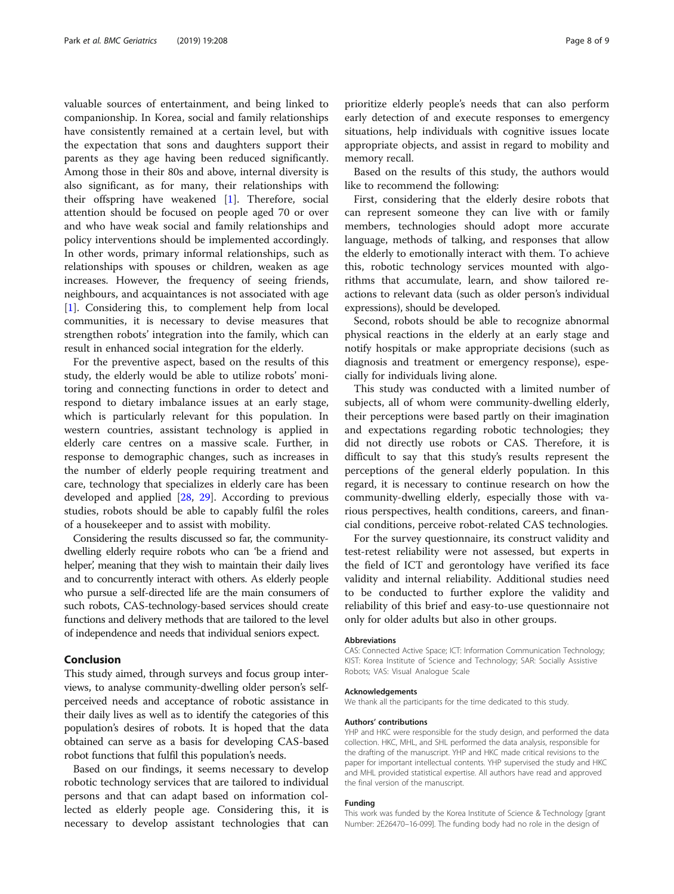valuable sources of entertainment, and being linked to companionship. In Korea, social and family relationships have consistently remained at a certain level, but with the expectation that sons and daughters support their parents as they age having been reduced significantly. Among those in their 80s and above, internal diversity is also significant, as for many, their relationships with their offspring have weakened [1]. Therefore, social attention should be focused on people aged 70 or over and who have weak social and family relationships and policy interventions should be implemented accordingly. In other words, primary informal relationships, such as relationships with spouses or children, weaken as age increases. However, the frequency of seeing friends, neighbours, and acquaintances is not associated with age [1]. Considering this, to complement help from local communities, it is necessary to devise measures that strengthen robots' integration into the family, which can result in enhanced social integration for the elderly.

For the preventive aspect, based on the results of this study, the elderly would be able to utilize robots' monitoring and connecting functions in order to detect and respond to dietary imbalance issues at an early stage, which is particularly relevant for this population. In western countries, assistant technology is applied in elderly care centres on a massive scale. Further, in response to demographic changes, such as increases in the number of elderly people requiring treatment and care, technology that specializes in elderly care has been developed and applied [28, 29]. According to previous studies, robots should be able to capably fulfil the roles of a housekeeper and to assist with mobility.

Considering the results discussed so far, the community-dwelling elderly require robots who can 'be a friend and helper', meaning that they wish to maintain their daily lives and to concurrently interact with others. As elderly people who pursue a self-directed life are the main consumers of such robots, CAS-technology-based services should create functions and delivery methods that are tailored to the level of independence and needs that individual seniors expect.

## Conclusion

This study aimed, through surveys and focus group interviews, to analyse community-dwelling older person's self-perceived needs and acceptance of robotic assistance in their daily lives as well as to identify the categories of this population's desires of robots. It is hoped that the data obtained can serve as a basis for developing CAS-based robot functions that fulfil this population's needs.

Based on our findings, it seems necessary to develop robotic technology services that are tailored to individual persons and that can adapt based on information collected as elderly people age. Considering this, it is necessary to develop assistant technologies that can prioritize elderly people's needs that can also perform early detection of and execute responses to emergency situations, help individuals with cognitive issues locate appropriate objects, and assist in regard to mobility and memory recall.

Based on the results of this study, the authors would like to recommend the following:

First, considering that the elderly desire robots that can represent someone they can live with or family members, technologies should adopt more accurate language, methods of talking, and responses that allow the elderly to emotionally interact with them. To achieve this, robotic technology services mounted with algorithms that accumulate, learn, and show tailored reactions to relevant data (such as older person's individual expressions), should be developed.

Second, robots should be able to recognize abnormal physical reactions in the elderly at an early stage and notify hospitals or make appropriate decisions (such as diagnosis and treatment or emergency response), especially for individuals living alone.

This study was conducted with a limited number of subjects, all of whom were community-dwelling elderly, their perceptions were based partly on their imagination and expectations regarding robotic technologies; they did not directly use robots or CAS. Therefore, it is difficult to say that this study's results represent the perceptions of the general elderly population. In this regard, it is necessary to continue research on how the community-dwelling elderly, especially those with various perspectives, health conditions, careers, and financial conditions, perceive robot-related CAS technologies.

For the survey questionnaire, its construct validity and test-retest reliability were not assessed, but experts in the field of ICT and gerontology have verified its face validity and internal reliability. Additional studies need to be conducted to further explore the validity and reliability of this brief and easy-to-use questionnaire not only for older adults but also in other groups.

#### Abbreviations

CAS: Connected Active Space; ICT: Information Communication Technology; KIST: Korea Institute of Science and Technology; SAR: Socially Assistive Robots; VAS: Visual Analogue Scale

#### Acknowledgements

We thank all the participants for the time dedicated to this study.

#### Authors' contributions

YHP and HKC were responsible for the study design, and performed the data collection. HKC, MHL, and SHL performed the data analysis, responsible for the drafting of the manuscript. YHP and HKC made critical revisions to the paper for important intellectual contents. YHP supervised the study and HKC and MHL provided statistical expertise. All authors have read and approved the final version of the manuscript.

#### Funding

This work was funded by the Korea Institute of Science & Technology [grant Number: 2E26470–16-099]. The funding body had no role in the design of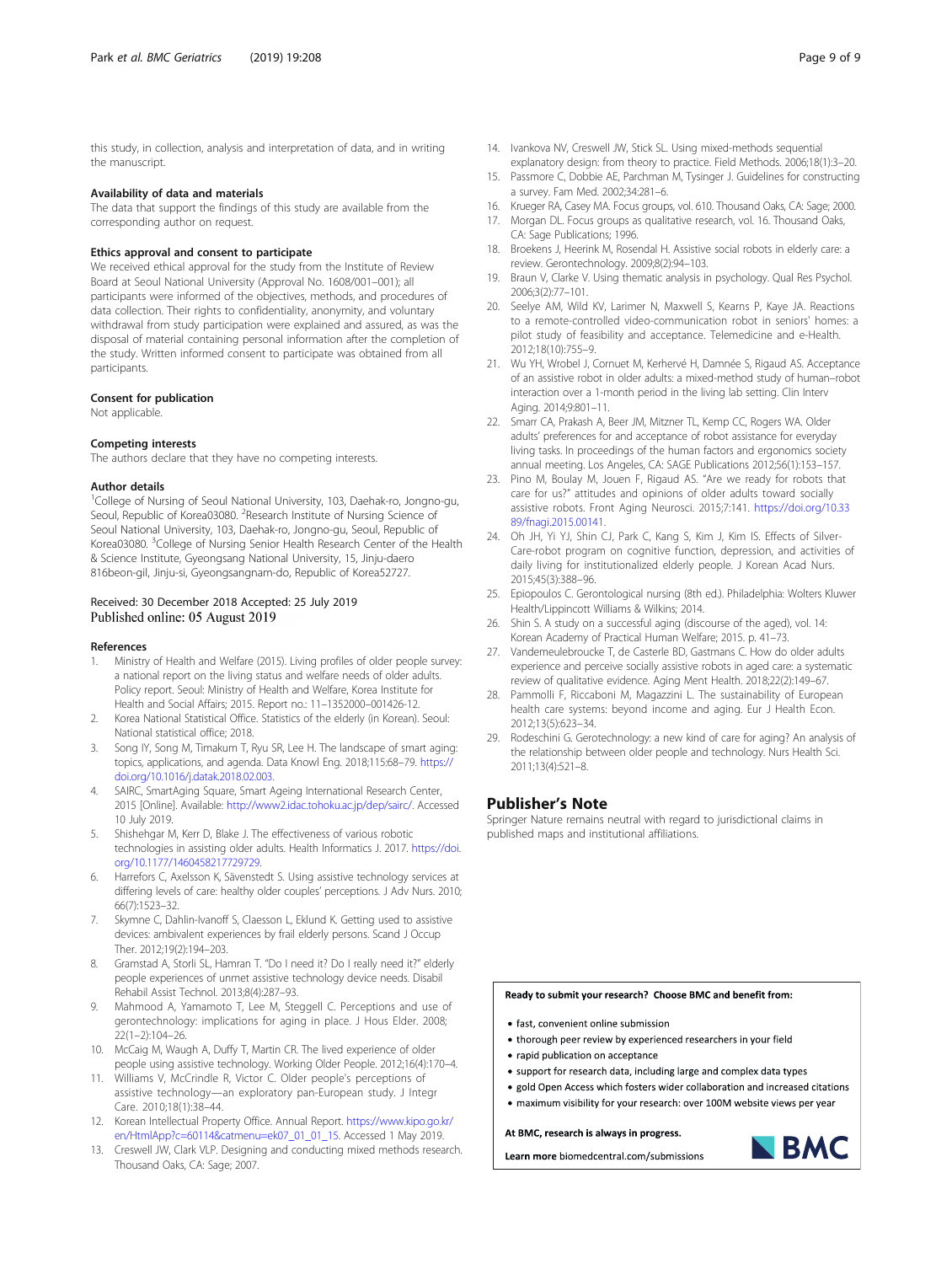this study, in collection, analysis and interpretation of data, and in writing the manuscript.

### Availability of data and materials

The data that support the findings of this study are available from the corresponding author on request.

### Ethics approval and consent to participate

We received ethical approval for the study from the Institute of Review Board at Seoul National University (Approval No. 1608/001–001); all participants were informed of the objectives, methods, and procedures of data collection. Their rights to confidentiality, anonymity, and voluntary withdrawal from study participation were explained and assured, as was the disposal of material containing personal information after the completion of the study. Written informed consent to participate was obtained from all participants.

### Consent for publication

Not applicable.

### Competing interests

The authors declare that they have no competing interests.

### Author details

[1]College of Nursing of Seoul National University, 103, Daehak-ro, Jongno-gu, Seoul, Republic of Korea03080. [2]Research Institute of Nursing Science of Seoul National University, 103, Daehak-ro, Jongno-gu, Seoul, Republic of Korea03080. [3]College of Nursing Senior Health Research Center of the Health & Science Institute, Gyeongsang National University, 15, Jinju-daero 816beon-gil, Jinju-si, Gyeongsangnam-do, Republic of Korea52727.

Received: 30 December 2018 Accepted: 25 July 2019
Published online: 05 August 2019

### References

1. Ministry of Health and Welfare (2015). Living profiles of older people survey: a national report on the living status and welfare needs of older adults. Policy report. Seoul: Ministry of Health and Welfare, Korea Institute for Health and Social Affairs; 2015. Report no.: 11–1352000–001426-12.
2. Korea National Statistical Office. Statistics of the elderly (in Korean). Seoul: National statistical office; 2018.
3. Song IY, Song M, Timakum T, Ryu SR, Lee H. The landscape of smart aging: topics, applications, and agenda. Data Knowl Eng. 2018;115:68–79. https://doi.org/10.1016/j.datak.2018.02.003.
4. SAIRC, SmartAging Square, Smart Ageing International Research Center, 2015 [Online]. Available: http://www2.idac.tohoku.ac.jp/dep/sairc/. Accessed 10 July 2019.
5. Shishehgar M, Kerr D, Blake J. The effectiveness of various robotic technologies in assisting older adults. Health Informatics J. 2017. https://doi.org/10.1177/1460458217729729.
6. Harrefors C, Axelsson K, Sävenstedt S. Using assistive technology services at differing levels of care: healthy older couples' perceptions. J Adv Nurs. 2010; 66(7):1523–32.
7. Skymne C, Dahlin-Ivanoff S, Claesson L, Eklund K. Getting used to assistive devices: ambivalent experiences by frail elderly persons. Scand J Occup Ther. 2012;19(2):194–203.
8. Gramstad A, Storli SL, Hamran T. "Do I need it? Do I really need it?" elderly people experiences of unmet assistive technology device needs. Disabil Rehabil Assist Technol. 2013;8(4):287–93.
9. Mahmood A, Yamamoto T, Lee M, Steggell C. Perceptions and use of gerontechnology: implications for aging in place. J Hous Elder. 2008; 22(1–2):104–26.
10. McCaig M, Waugh A, Duffy T, Martin CR. The lived experience of older people using assistive technology. Working Older People. 2012;16(4):170–4.
11. Williams V, McCrindle R, Victor C. Older people's perceptions of assistive technology—an exploratory pan-European study. J Integr Care. 2010;18(1):38–44.
12. Korean Intellectual Property Office. Annual Report. https://www.kipo.go.kr/en/HtmlApp?c=60114&catmenu=ek07_01_01_15. Accessed 1 May 2019.
13. Creswell JW, Clark VLP. Designing and conducting mixed methods research. Thousand Oaks, CA: Sage; 2007.
14. Ivankova NV, Creswell JW, Stick SL. Using mixed-methods sequential explanatory design: from theory to practice. Field Methods. 2006;18(1):3–20.
15. Passmore C, Dobbie AE, Parchman M, Tysinger J. Guidelines for constructing a survey. Fam Med. 2002;34:281–6.
16. Krueger RA, Casey MA. Focus groups, vol. 610. Thousand Oaks, CA: Sage; 2000.
17. Morgan DL. Focus groups as qualitative research, vol. 16. Thousand Oaks, CA: Sage Publications; 1996.
18. Broekens J, Heerink M, Rosendal H. Assistive social robots in elderly care: a review. Gerontechnology. 2009;8(2):94–103.
19. Braun V, Clarke V. Using thematic analysis in psychology. Qual Res Psychol. 2006;3(2):77–101.
20. Seelye AM, Wild KV, Larimer N, Maxwell S, Kearns P, Kaye JA. Reactions to a remote-controlled video-communication robot in seniors' homes: a pilot study of feasibility and acceptance. Telemedicine and e-Health. 2012;18(10):755–9.
21. Wu YH, Wrobel J, Cornuet M, Kerhervé H, Damnée S, Rigaud AS. Acceptance of an assistive robot in older adults: a mixed-method study of human–robot interaction over a 1-month period in the living lab setting. Clin Interv Aging. 2014;9:801–11.
22. Smarr CA, Prakash A, Beer JM, Mitzner TL, Kemp CC, Rogers WA. Older adults' preferences for and acceptance of robot assistance for everyday living tasks. In proceedings of the human factors and ergonomics society annual meeting. Los Angeles, CA: SAGE Publications 2012;56(1):153–157.
23. Pino M, Boulay M, Jouen F, Rigaud AS. "Are we ready for robots that care for us?" attitudes and opinions of older adults toward socially assistive robots. Front Aging Neurosci. 2015;7:141. https://doi.org/10.3389/fnagi.2015.00141.
24. Oh JH, Yi YJ, Shin CJ, Park C, Kang S, Kim J, Kim IS. Effects of Silver-Care-robot program on cognitive function, depression, and activities of daily living for institutionalized elderly people. J Korean Acad Nurs. 2015;45(3):388–96.
25. Epiopoulos C. Gerontological nursing (8th ed.). Philadelphia: Wolters Kluwer Health/Lippincott Williams & Wilkins; 2014.
26. Shin S. A study on a successful aging (discourse of the aged), vol. 14: Korean Academy of Practical Human Welfare; 2015. p. 41–73.
27. Vandemeulebroucke T, de Casterle BD, Gastmans C. How do older adults experience and perceive socially assistive robots in aged care: a systematic review of qualitative evidence. Aging Ment Health. 2018;22(2):149–67.
28. Pammolli F, Riccaboni M, Magazzini L. The sustainability of European health care systems: beyond income and aging. Eur J Health Econ. 2012;13(5):623–34.
29. Rodeschini G. Gerotechnology: a new kind of care for aging? An analysis of the relationship between older people and technology. Nurs Health Sci. 2011;13(4):521–8.

## Publisher's Note

Springer Nature remains neutral with regard to jurisdictional claims in published maps and institutional affiliations.

**Ready to submit your research? Choose BMC and benefit from:**

- fast, convenient online submission
- thorough peer review by experienced researchers in your field
- rapid publication on acceptance
- support for research data, including large and complex data types
- gold Open Access which fosters wider collaboration and increased citations
- maximum visibility for your research: over 100M website views per year

**At BMC, research is always in progress.**

**Learn more** biomedcentral.com/submissions

BMC